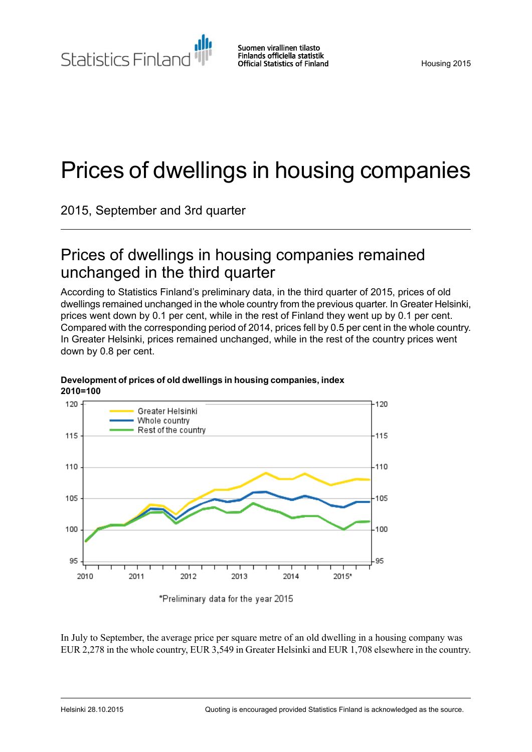Statistics Finland

Suomen virallinen tilasto
Finlands officiella statistik
Official Statistics of Finland

Housing 2015

# Prices of dwellings in housing companies

2015, September and 3rd quarter

## Prices of dwellings in housing companies remained unchanged in the third quarter

According to Statistics Finland's preliminary data, in the third quarter of 2015, prices of old dwellings remained unchanged in the whole country from the previous quarter. In Greater Helsinki, prices went down by 0.1 per cent, while in the rest of Finland they went up by 0.1 per cent. Compared with the corresponding period of 2014, prices fell by 0.5 per cent in the whole country. In Greater Helsinki, prices remained unchanged, while in the rest of the country prices went down by 0.8 per cent.

**Development of prices of old dwellings in housing companies, index 2010=100**

*Preliminary data for the year 2015

In July to September, the average price per square metre of an old dwelling in a housing company was EUR 2,278 in the whole country, EUR 3,549 in Greater Helsinki and EUR 1,708 elsewhere in the country.

Helsinki 28.10.2015

Quoting is encouraged provided Statistics Finland is acknowledged as the source.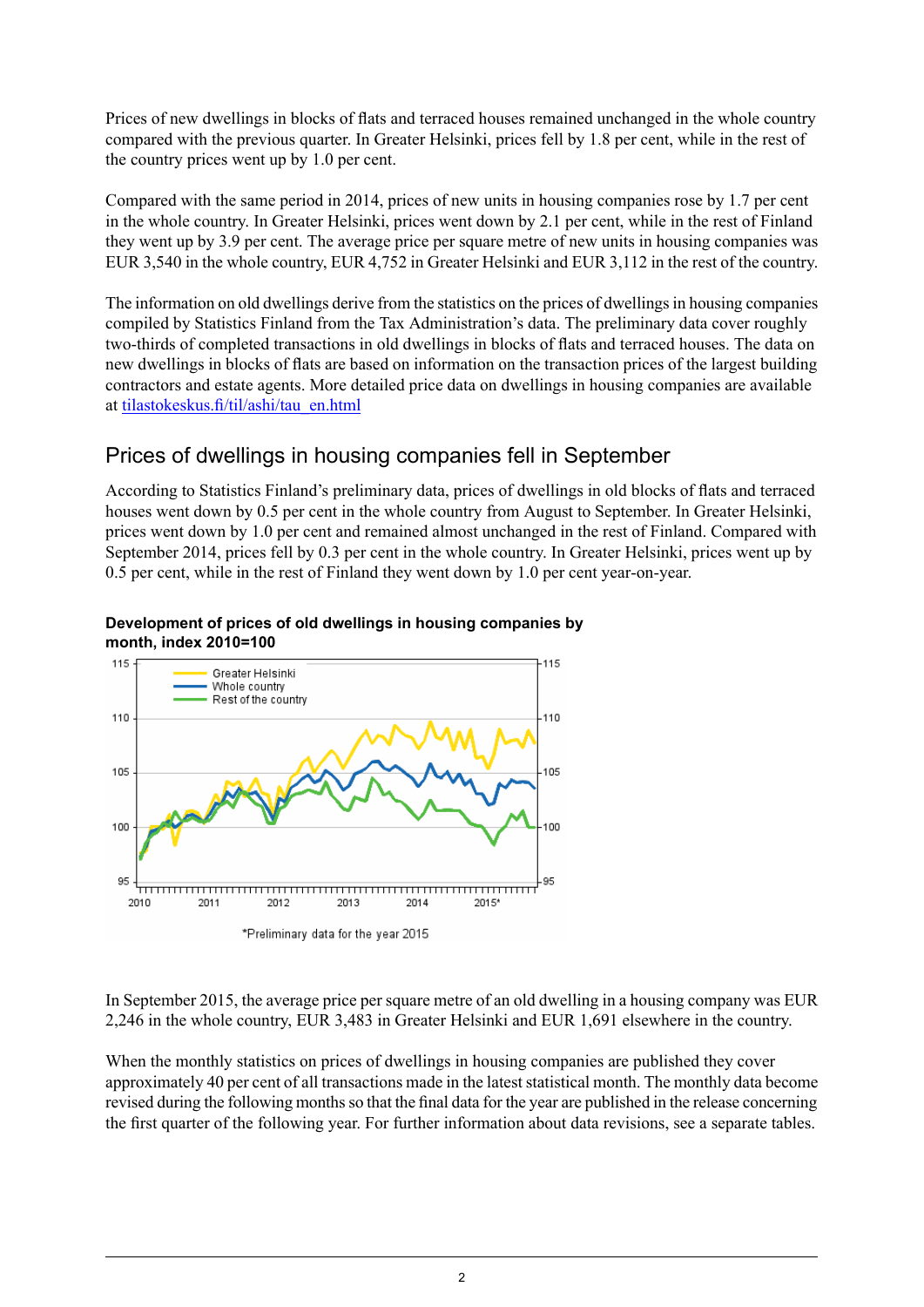Prices of new dwellings in blocks of flats and terraced houses remained unchanged in the whole country compared with the previous quarter. In Greater Helsinki, prices fell by 1.8 per cent, while in the rest of the country prices went up by 1.0 per cent.

Compared with the same period in 2014, prices of new units in housing companies rose by 1.7 per cent in the whole country. In Greater Helsinki, prices went down by 2.1 per cent, while in the rest of Finland they went up by 3.9 per cent. The average price per square metre of new units in housing companies was EUR 3,540 in the whole country, EUR 4,752 in Greater Helsinki and EUR 3,112 in the rest of the country.

The information on old dwellings derive from the statistics on the prices of dwellings in housing companies compiled by Statistics Finland from the Tax Administration's data. The preliminary data cover roughly two-thirds of completed transactions in old dwellings in blocks of flats and terraced houses. The data on new dwellings in blocks of flats are based on information on the transaction prices of the largest building contractors and estate agents. More detailed price data on dwellings in housing companies are available at [tilastokeskus.fi/til/ashi/tau_en.html](tilastokeskus.fi/til/ashi/tau_en.html)

## Prices of dwellings in housing companies fell in September

According to Statistics Finland's preliminary data, prices of dwellings in old blocks of flats and terraced houses went down by 0.5 per cent in the whole country from August to September. In Greater Helsinki, prices went down by 1.0 per cent and remained almost unchanged in the rest of Finland. Compared with September 2014, prices fell by 0.3 per cent in the whole country. In Greater Helsinki, prices went up by 0.5 per cent, while in the rest of Finland they went down by 1.0 per cent year-on-year.

**Development of prices of old dwellings in housing companies by month, index 2010=100**

*Preliminary data for the year 2015

In September 2015, the average price per square metre of an old dwelling in a housing company was EUR 2,246 in the whole country, EUR 3,483 in Greater Helsinki and EUR 1,691 elsewhere in the country.

When the monthly statistics on prices of dwellings in housing companies are published they cover approximately 40 per cent of all transactions made in the latest statistical month. The monthly data become revised during the following months so that the final data for the year are published in the release concerning the first quarter of the following year. For further information about data revisions, see a separate tables.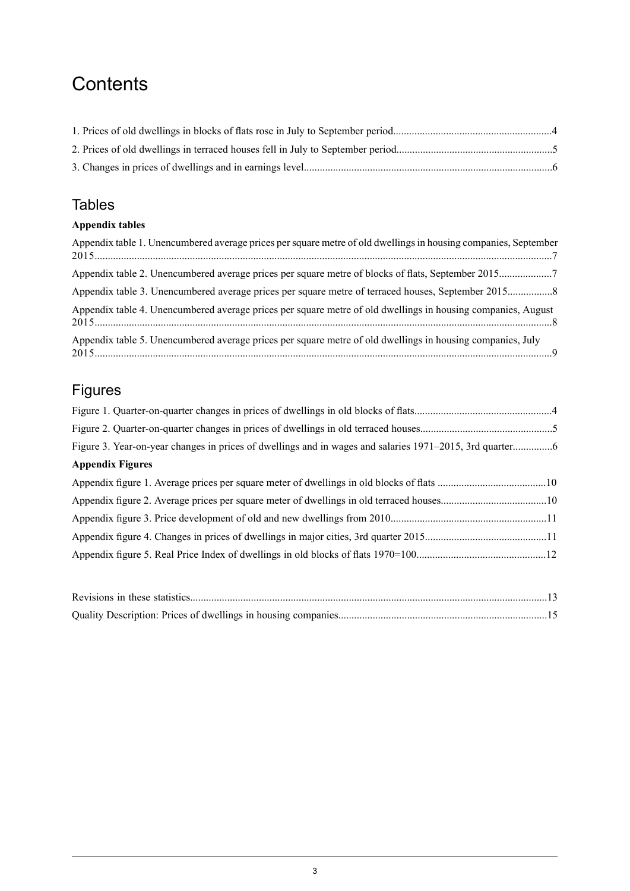# Contents

1. Prices of old dwellings in blocks of flats rose in July to September period...........................................................4

2. Prices of old dwellings in terraced houses fell in July to September period..........................................................5

3. Changes in prices of dwellings and in earnings level...........................................................................................6

## Tables

**Appendix tables**

Appendix table 1. Unencumbered average prices per square metre of old dwellings in housing companies, September 2015..........................................................................................................................................................7

Appendix table 2. Unencumbered average prices per square metre of blocks of flats, September 2015...................7

Appendix table 3. Unencumbered average prices per square metre of terraced houses, September 2015................8

Appendix table 4. Unencumbered average prices per square metre of old dwellings in housing companies, August 2015..........................................................................................................................................................8

Appendix table 5. Unencumbered average prices per square metre of old dwellings in housing companies, July 2015..........................................................................................................................................................9

## Figures

Figure 1. Quarter-on-quarter changes in prices of dwellings in old blocks of flats...................................................4

Figure 2. Quarter-on-quarter changes in prices of dwellings in old terraced houses.................................................5

Figure 3. Year-on-year changes in prices of dwellings and in wages and salaries 1971–2015, 3rd quarter...............6

**Appendix Figures**

Appendix figure 1. Average prices per square meter of dwellings in old blocks of flats .........................................10

Appendix figure 2. Average prices per square meter of dwellings in old terraced houses.......................................10

Appendix figure 3. Price development of old and new dwellings from 2010..........................................................11

Appendix figure 4. Changes in prices of dwellings in major cities, 3rd quarter 2015.............................................11

Appendix figure 5. Real Price Index of dwellings in old blocks of flats 1970=100................................................12

Revisions in these statistics.....................................................................................................................13

Quality Description: Prices of dwellings in housing companies.............................................................................15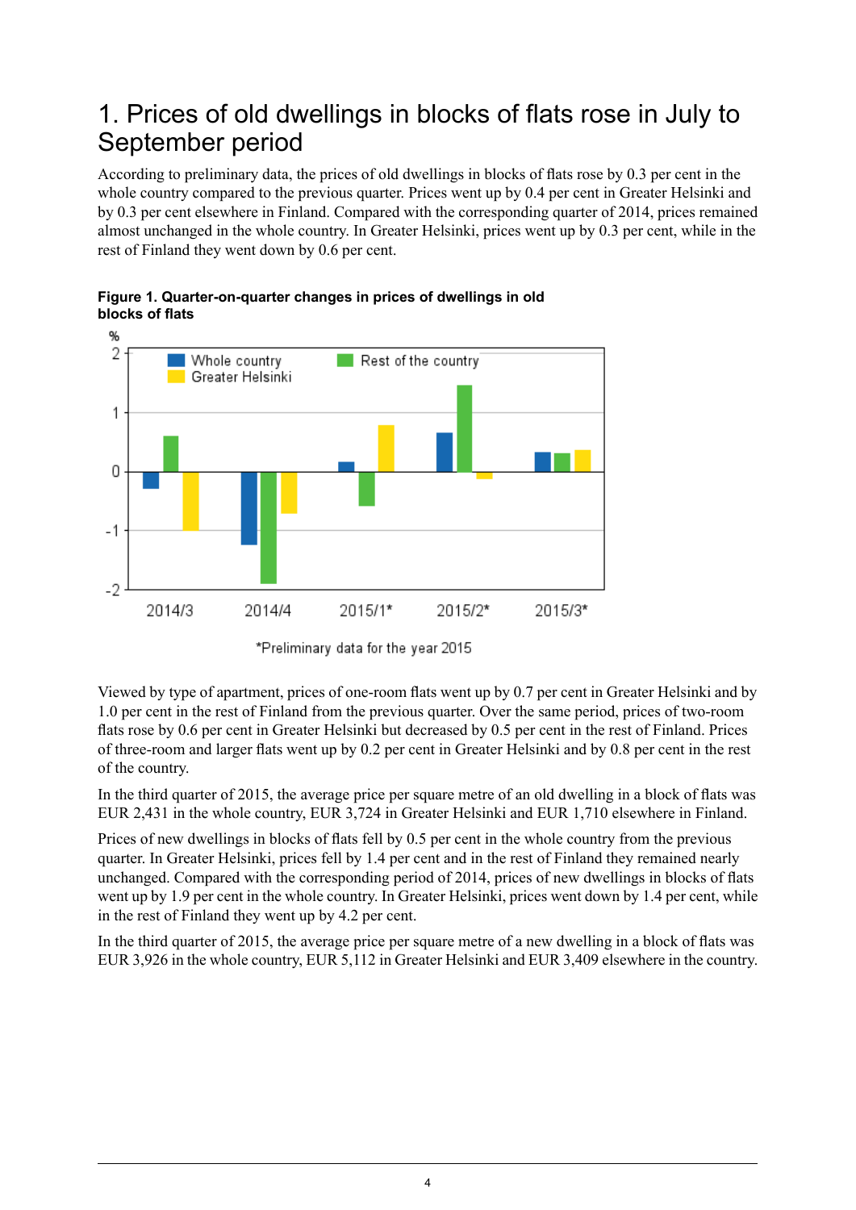# 1. Prices of old dwellings in blocks of flats rose in July to September period

According to preliminary data, the prices of old dwellings in blocks of flats rose by 0.3 per cent in the whole country compared to the previous quarter. Prices went up by 0.4 per cent in Greater Helsinki and by 0.3 per cent elsewhere in Finland. Compared with the corresponding quarter of 2014, prices remained almost unchanged in the whole country. In Greater Helsinki, prices went up by 0.3 per cent, while in the rest of Finland they went down by 0.6 per cent.

**Figure 1. Quarter-on-quarter changes in prices of dwellings in old blocks of flats**

*Preliminary data for the year 2015

Viewed by type of apartment, prices of one-room flats went up by 0.7 per cent in Greater Helsinki and by 1.0 per cent in the rest of Finland from the previous quarter. Over the same period, prices of two-room flats rose by 0.6 per cent in Greater Helsinki but decreased by 0.5 per cent in the rest of Finland. Prices of three-room and larger flats went up by 0.2 per cent in Greater Helsinki and by 0.8 per cent in the rest of the country.

In the third quarter of 2015, the average price per square metre of an old dwelling in a block of flats was EUR 2,431 in the whole country, EUR 3,724 in Greater Helsinki and EUR 1,710 elsewhere in Finland.

Prices of new dwellings in blocks of flats fell by 0.5 per cent in the whole country from the previous quarter. In Greater Helsinki, prices fell by 1.4 per cent and in the rest of Finland they remained nearly unchanged. Compared with the corresponding period of 2014, prices of new dwellings in blocks of flats went up by 1.9 per cent in the whole country. In Greater Helsinki, prices went down by 1.4 per cent, while in the rest of Finland they went up by 4.2 per cent.

In the third quarter of 2015, the average price per square metre of a new dwelling in a block of flats was EUR 3,926 in the whole country, EUR 5,112 in Greater Helsinki and EUR 3,409 elsewhere in the country.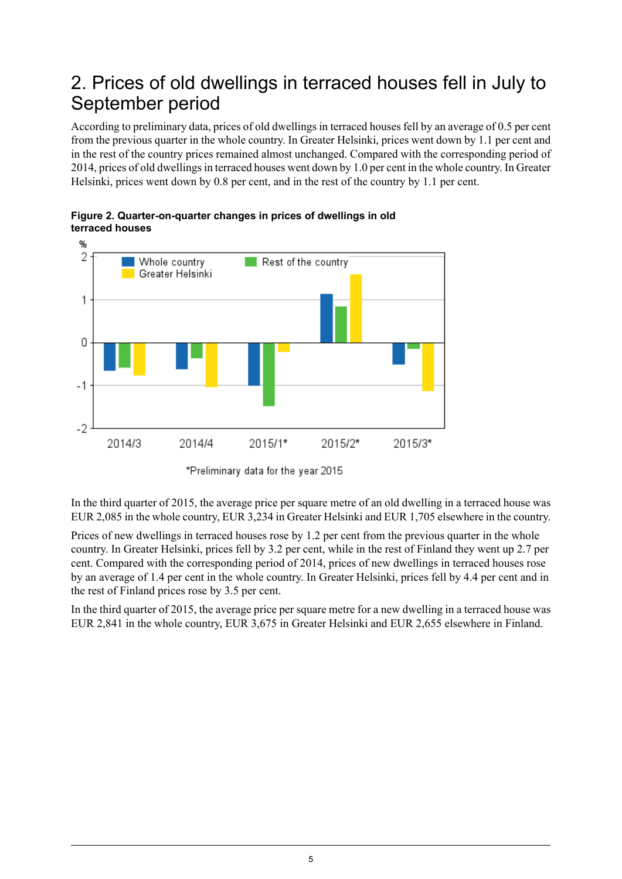## 2. Prices of old dwellings in terraced houses fell in July to September period

According to preliminary data, prices of old dwellings in terraced houses fell by an average of 0.5 per cent from the previous quarter in the whole country. In Greater Helsinki, prices went down by 1.1 per cent and in the rest of the country prices remained almost unchanged. Compared with the corresponding period of 2014, prices of old dwellings in terraced houses went down by 1.0 per cent in the whole country. In Greater Helsinki, prices went down by 0.8 per cent, and in the rest of the country by 1.1 per cent.

**Figure 2. Quarter-on-quarter changes in prices of dwellings in old terraced houses**

*Preliminary data for the year 2015

In the third quarter of 2015, the average price per square metre of an old dwelling in a terraced house was EUR 2,085 in the whole country, EUR 3,234 in Greater Helsinki and EUR 1,705 elsewhere in the country.

Prices of new dwellings in terraced houses rose by 1.2 per cent from the previous quarter in the whole country. In Greater Helsinki, prices fell by 3.2 per cent, while in the rest of Finland they went up 2.7 per cent. Compared with the corresponding period of 2014, prices of new dwellings in terraced houses rose by an average of 1.4 per cent in the whole country. In Greater Helsinki, prices fell by 4.4 per cent and in the rest of Finland prices rose by 3.5 per cent.

In the third quarter of 2015, the average price per square metre for a new dwelling in a terraced house was EUR 2,841 in the whole country, EUR 3,675 in Greater Helsinki and EUR 2,655 elsewhere in Finland.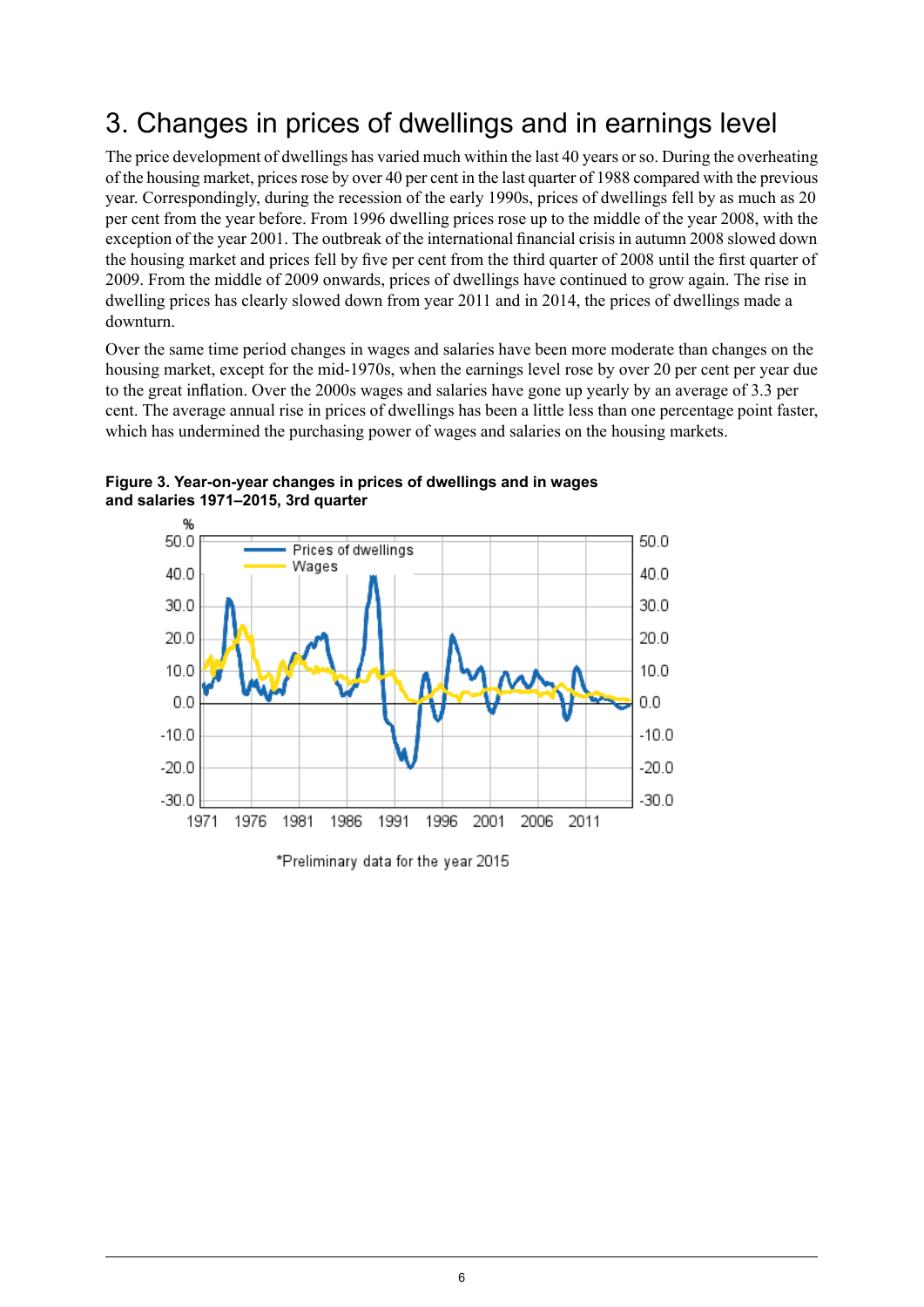# 3. Changes in prices of dwellings and in earnings level

The price development of dwellings has varied much within the last 40 years or so. During the overheating of the housing market, prices rose by over 40 per cent in the last quarter of 1988 compared with the previous year. Correspondingly, during the recession of the early 1990s, prices of dwellings fell by as much as 20 per cent from the year before. From 1996 dwelling prices rose up to the middle of the year 2008, with the exception of the year 2001. The outbreak of the international financial crisis in autumn 2008 slowed down the housing market and prices fell by five per cent from the third quarter of 2008 until the first quarter of 2009. From the middle of 2009 onwards, prices of dwellings have continued to grow again. The rise in dwelling prices has clearly slowed down from year 2011 and in 2014, the prices of dwellings made a downturn.

Over the same time period changes in wages and salaries have been more moderate than changes on the housing market, except for the mid-1970s, when the earnings level rose by over 20 per cent per year due to the great inflation. Over the 2000s wages and salaries have gone up yearly by an average of 3.3 per cent. The average annual rise in prices of dwellings has been a little less than one percentage point faster, which has undermined the purchasing power of wages and salaries on the housing markets.

**Figure 3. Year-on-year changes in prices of dwellings and in wages and salaries 1971–2015, 3rd quarter**

*Preliminary data for the year 2015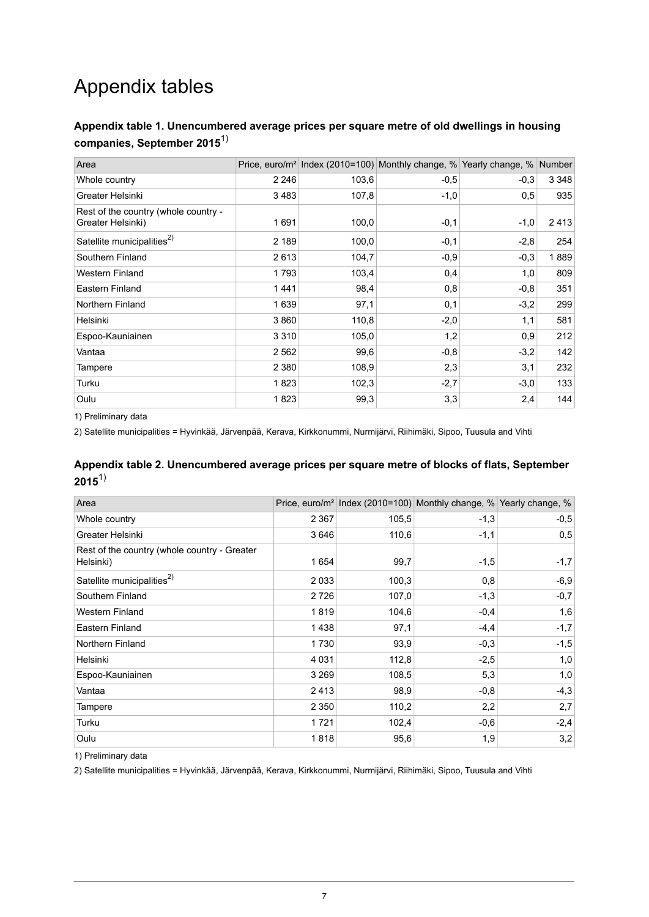# Appendix tables

### Appendix table 1. Unencumbered average prices per square metre of old dwellings in housing companies, September 2015[1)]

| Area | Price, euro/m² | Index (2010=100) | Monthly change, % | Yearly change, % | Number |
|---|---|---|---|---|---|
| Whole country | 2 246 | 103,6 | -0,5 | -0,3 | 3 348 |
| Greater Helsinki | 3 483 | 107,8 | -1,0 | 0,5 | 935 |
| Rest of the country (whole country - Greater Helsinki) | 1 691 | 100,0 | -0,1 | -1,0 | 2 413 |
| Satellite municipalities[2)] | 2 189 | 100,0 | -0,1 | -2,8 | 254 |
| Southern Finland | 2 613 | 104,7 | -0,9 | -0,3 | 1 889 |
| Western Finland | 1 793 | 103,4 | 0,4 | 1,0 | 809 |
| Eastern Finland | 1 441 | 98,4 | 0,8 | -0,8 | 351 |
| Northern Finland | 1 639 | 97,1 | 0,1 | -3,2 | 299 |
| Helsinki | 3 860 | 110,8 | -2,0 | 1,1 | 581 |
| Espoo-Kauniainen | 3 310 | 105,0 | 1,2 | 0,9 | 212 |
| Vantaa | 2 562 | 99,6 | -0,8 | -3,2 | 142 |
| Tampere | 2 380 | 108,9 | 2,3 | 3,1 | 232 |
| Turku | 1 823 | 102,3 | -2,7 | -3,0 | 133 |
| Oulu | 1 823 | 99,3 | 3,3 | 2,4 | 144 |

1) Preliminary data

2) Satellite municipalities = Hyvinkää, Järvenpää, Kerava, Kirkkonummi, Nurmijärvi, Riihimäki, Sipoo, Tuusula and Vihti

### Appendix table 2. Unencumbered average prices per square metre of blocks of flats, September 2015[1)]

| Area | Price, euro/m² | Index (2010=100) | Monthly change, % | Yearly change, % |
|---|---|---|---|---|
| Whole country | 2 367 | 105,5 | -1,3 | -0,5 |
| Greater Helsinki | 3 646 | 110,6 | -1,1 | 0,5 |
| Rest of the country (whole country - Greater Helsinki) | 1 654 | 99,7 | -1,5 | -1,7 |
| Satellite municipalities[2)] | 2 033 | 100,3 | 0,8 | -6,9 |
| Southern Finland | 2 726 | 107,0 | -1,3 | -0,7 |
| Western Finland | 1 819 | 104,6 | -0,4 | 1,6 |
| Eastern Finland | 1 438 | 97,1 | -4,4 | -1,7 |
| Northern Finland | 1 730 | 93,9 | -0,3 | -1,5 |
| Helsinki | 4 031 | 112,8 | -2,5 | 1,0 |
| Espoo-Kauniainen | 3 269 | 108,5 | 5,3 | 1,0 |
| Vantaa | 2 413 | 98,9 | -0,8 | -4,3 |
| Tampere | 2 350 | 110,2 | 2,2 | 2,7 |
| Turku | 1 721 | 102,4 | -0,6 | -2,4 |
| Oulu | 1 818 | 95,6 | 1,9 | 3,2 |

1) Preliminary data

2) Satellite municipalities = Hyvinkää, Järvenpää, Kerava, Kirkkonummi, Nurmijärvi, Riihimäki, Sipoo, Tuusula and Vihti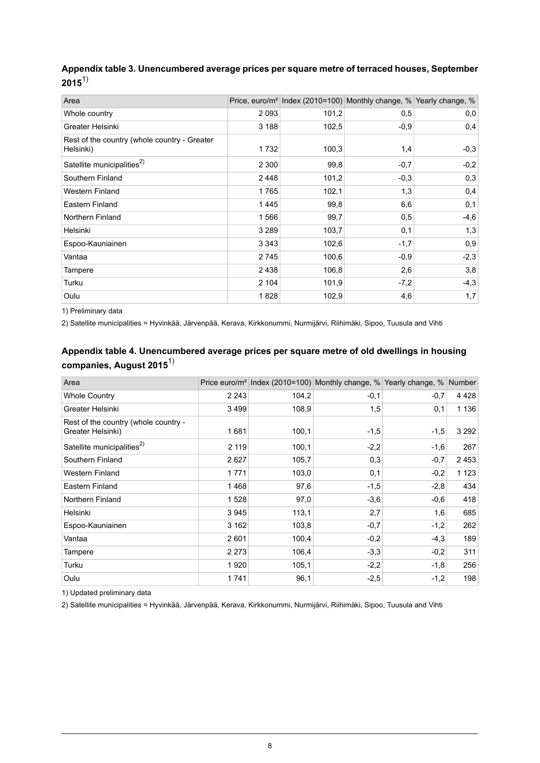### Appendix table 3. Unencumbered average prices per square metre of terraced houses, September 2015[1)]

| Area | Price, euro/m² | Index (2010=100) | Monthly change, % | Yearly change, % |
|---|---|---|---|---|
| Whole country | 2 093 | 101,2 | 0,5 | 0,0 |
| Greater Helsinki | 3 188 | 102,5 | -0,9 | 0,4 |
| Rest of the country (whole country - Greater Helsinki) | 1 732 | 100,3 | 1,4 | -0,3 |
| Satellite municipalities[2)] | 2 300 | 99,8 | -0,7 | -0,2 |
| Southern Finland | 2 448 | 101,2 | -0,3 | 0,3 |
| Western Finland | 1 765 | 102,1 | 1,3 | 0,4 |
| Eastern Finland | 1 445 | 99,8 | 6,6 | 0,1 |
| Northern Finland | 1 566 | 99,7 | 0,5 | -4,6 |
| Helsinki | 3 289 | 103,7 | 0,1 | 1,3 |
| Espoo-Kauniainen | 3 343 | 102,6 | -1,7 | 0,9 |
| Vantaa | 2 745 | 100,6 | -0,9 | -2,3 |
| Tampere | 2 438 | 106,8 | 2,6 | 3,8 |
| Turku | 2 104 | 101,9 | -7,2 | -4,3 |
| Oulu | 1 828 | 102,9 | 4,6 | 1,7 |

1) Preliminary data

2) Satellite municipalities = Hyvinkää, Järvenpää, Kerava, Kirkkonummi, Nurmijärvi, Riihimäki, Sipoo, Tuusula and Vihti

### Appendix table 4. Unencumbered average prices per square metre of old dwellings in housing companies, August 2015[1)]

| Area | Price euro/m² | Index (2010=100) | Monthly change, % | Yearly change, % | Number |
|---|---|---|---|---|---|
| Whole Country | 2 243 | 104,2 | -0,1 | -0,7 | 4 428 |
| Greater Helsinki | 3 499 | 108,9 | 1,5 | 0,1 | 1 136 |
| Rest of the country (whole country - Greater Helsinki) | 1 681 | 100,1 | -1,5 | -1,5 | 3 292 |
| Satellite municipalities[2)] | 2 119 | 100,1 | -2,2 | -1,6 | 267 |
| Southern Finland | 2 627 | 105,7 | 0,3 | -0,7 | 2 453 |
| Western Finland | 1 771 | 103,0 | 0,1 | -0,2 | 1 123 |
| Eastern Finland | 1 468 | 97,6 | -1,5 | -2,8 | 434 |
| Northern Finland | 1 528 | 97,0 | -3,6 | -0,6 | 418 |
| Helsinki | 3 945 | 113,1 | 2,7 | 1,6 | 685 |
| Espoo-Kauniainen | 3 162 | 103,8 | -0,7 | -1,2 | 262 |
| Vantaa | 2 601 | 100,4 | -0,2 | -4,3 | 189 |
| Tampere | 2 273 | 106,4 | -3,3 | -0,2 | 311 |
| Turku | 1 920 | 105,1 | -2,2 | -1,8 | 256 |
| Oulu | 1 741 | 96,1 | -2,5 | -1,2 | 198 |

1) Updated preliminary data

2) Satellite municipalities = Hyvinkää, Järvenpää, Kerava, Kirkkonummi, Nurmijärvi, Riihimäki, Sipoo, Tuusula and Vihti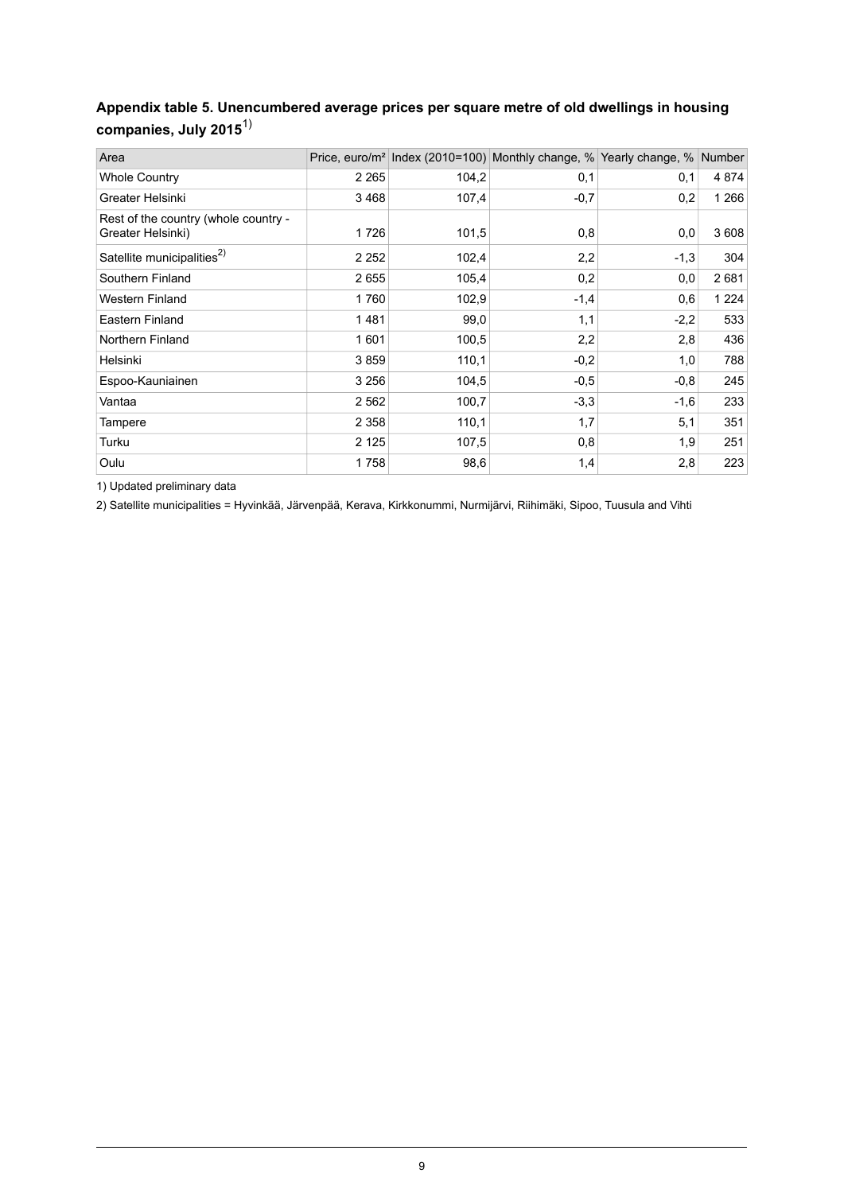## Appendix table 5. Unencumbered average prices per square metre of old dwellings in housing companies, July 2015[1)]

| Area | Price, euro/m² | Index (2010=100) | Monthly change, % | Yearly change, % | Number |
|---|---|---|---|---|---|
| Whole Country | 2 265 | 104,2 | 0,1 | 0,1 | 4 874 |
| Greater Helsinki | 3 468 | 107,4 | -0,7 | 0,2 | 1 266 |
| Rest of the country (whole country - Greater Helsinki) | 1 726 | 101,5 | 0,8 | 0,0 | 3 608 |
| Satellite municipalities[2)] | 2 252 | 102,4 | 2,2 | -1,3 | 304 |
| Southern Finland | 2 655 | 105,4 | 0,2 | 0,0 | 2 681 |
| Western Finland | 1 760 | 102,9 | -1,4 | 0,6 | 1 224 |
| Eastern Finland | 1 481 | 99,0 | 1,1 | -2,2 | 533 |
| Northern Finland | 1 601 | 100,5 | 2,2 | 2,8 | 436 |
| Helsinki | 3 859 | 110,1 | -0,2 | 1,0 | 788 |
| Espoo-Kauniainen | 3 256 | 104,5 | -0,5 | -0,8 | 245 |
| Vantaa | 2 562 | 100,7 | -3,3 | -1,6 | 233 |
| Tampere | 2 358 | 110,1 | 1,7 | 5,1 | 351 |
| Turku | 2 125 | 107,5 | 0,8 | 1,9 | 251 |
| Oulu | 1 758 | 98,6 | 1,4 | 2,8 | 223 |

1) Updated preliminary data

2) Satellite municipalities = Hyvinkää, Järvenpää, Kerava, Kirkkonummi, Nurmijärvi, Riihimäki, Sipoo, Tuusula and Vihti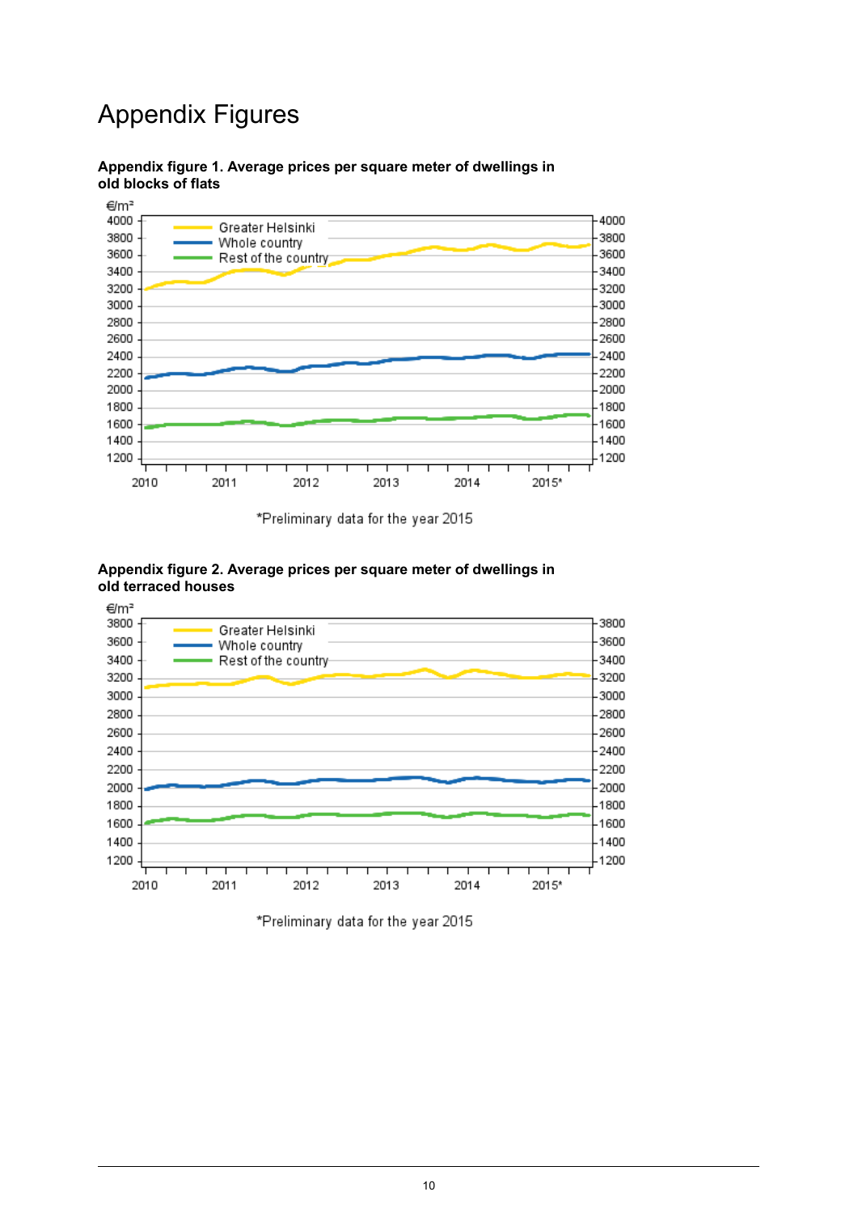# Appendix Figures

**Appendix figure 1. Average prices per square meter of dwellings in old blocks of flats**

*Preliminary data for the year 2015

**Appendix figure 2. Average prices per square meter of dwellings in old terraced houses**

*Preliminary data for the year 2015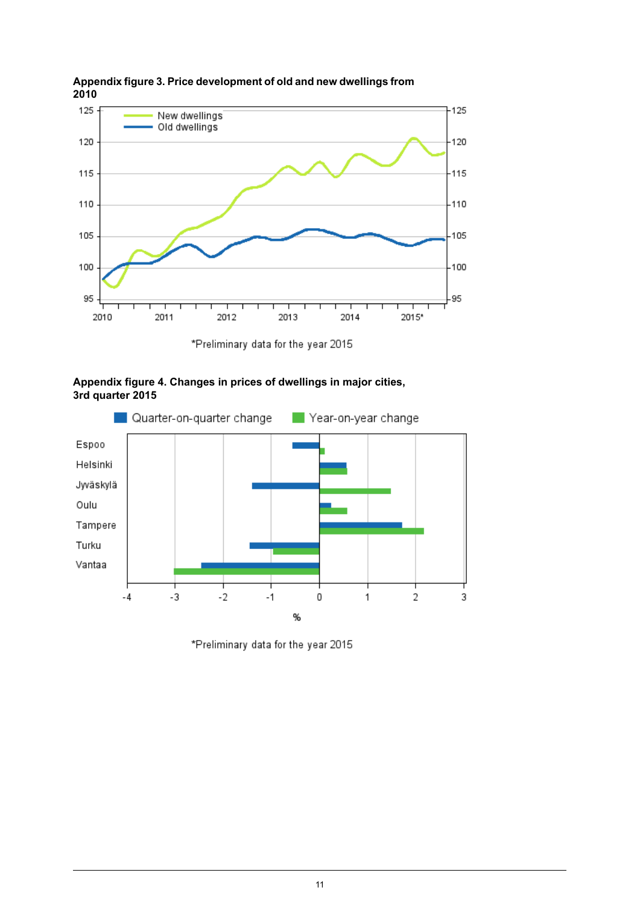**Appendix figure 3. Price development of old and new dwellings from 2010**

*Preliminary data for the year 2015

**Appendix figure 4. Changes in prices of dwellings in major cities, 3rd quarter 2015**

*Preliminary data for the year 2015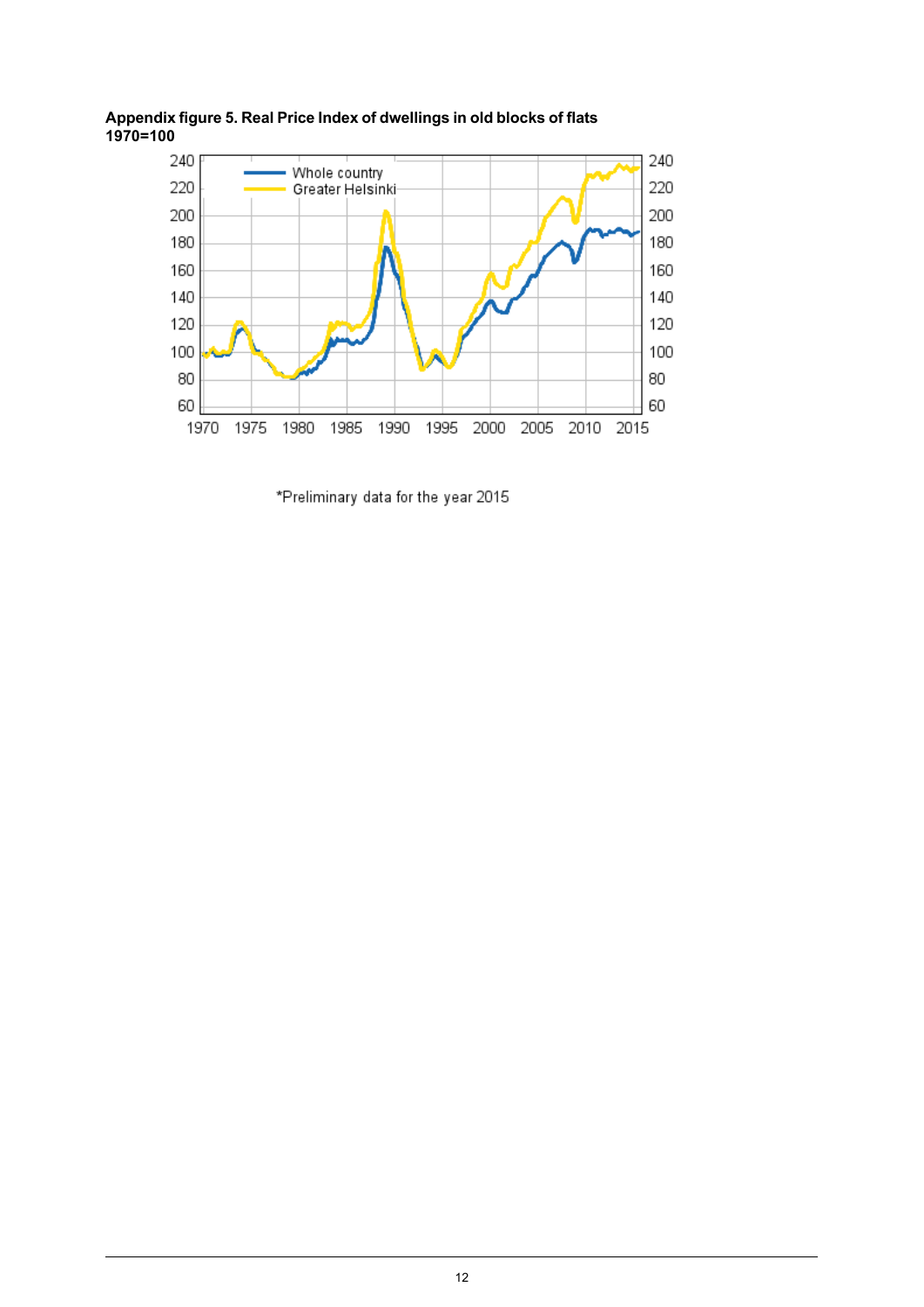**Appendix figure 5. Real Price Index of dwellings in old blocks of flats 1970=100**

*Preliminary data for the year 2015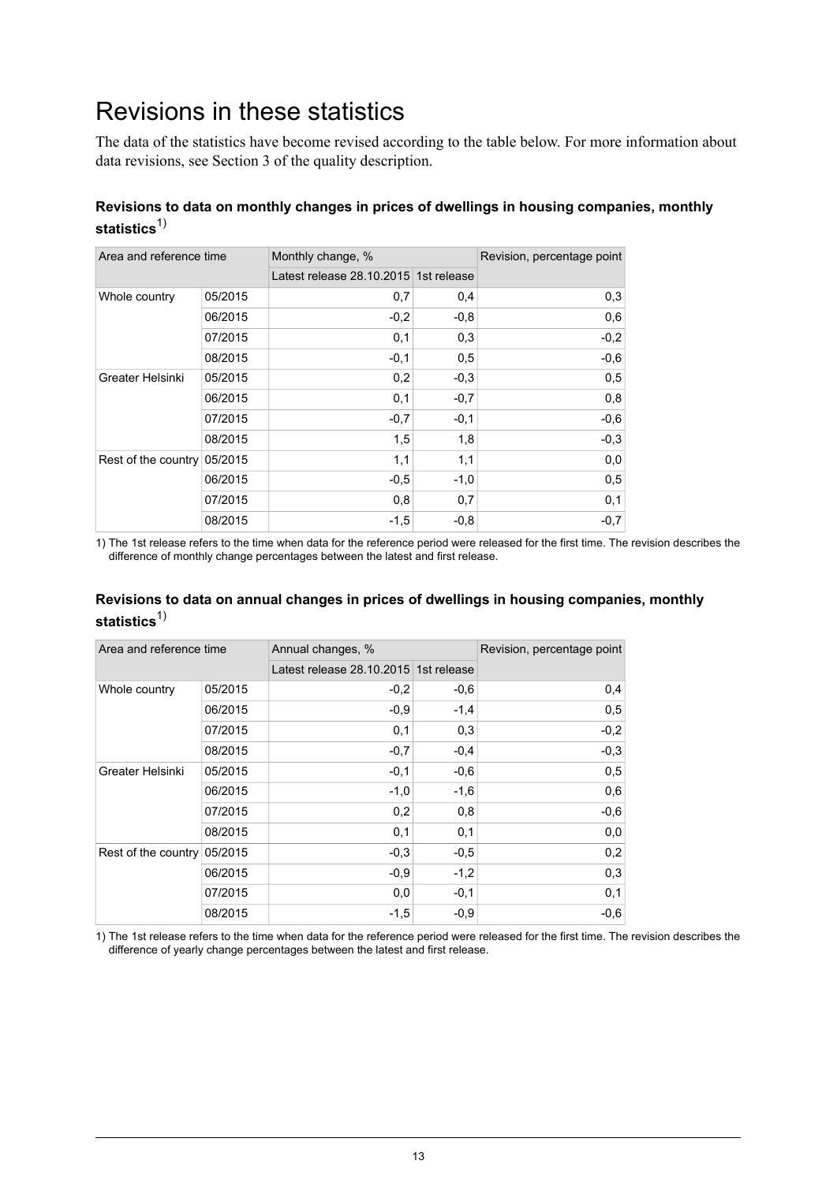# Revisions in these statistics

The data of the statistics have become revised according to the table below. For more information about data revisions, see Section 3 of the quality description.

### Revisions to data on monthly changes in prices of dwellings in housing companies, monthly statistics[1)]

| Area and reference time | | Monthly change, % | | Revision, percentage point |
|---|---|---|---|---|
| | | Latest release 28.10.2015 | 1st release | |
| Whole country | 05/2015 | 0,7 | 0,4 | 0,3 |
| | 06/2015 | -0,2 | -0,8 | 0,6 |
| | 07/2015 | 0,1 | 0,3 | -0,2 |
| | 08/2015 | -0,1 | 0,5 | -0,6 |
| Greater Helsinki | 05/2015 | 0,2 | -0,3 | 0,5 |
| | 06/2015 | 0,1 | -0,7 | 0,8 |
| | 07/2015 | -0,7 | -0,1 | -0,6 |
| | 08/2015 | 1,5 | 1,8 | -0,3 |
| Rest of the country | 05/2015 | 1,1 | 1,1 | 0,0 |
| | 06/2015 | -0,5 | -1,0 | 0,5 |
| | 07/2015 | 0,8 | 0,7 | 0,1 |
| | 08/2015 | -1,5 | -0,8 | -0,7 |

1) The 1st release refers to the time when data for the reference period were released for the first time. The revision describes the difference of monthly change percentages between the latest and first release.

### Revisions to data on annual changes in prices of dwellings in housing companies, monthly statistics[1)]

| Area and reference time | | Annual changes, % | | Revision, percentage point |
|---|---|---|---|---|
| | | Latest release 28.10.2015 | 1st release | |
| Whole country | 05/2015 | -0,2 | -0,6 | 0,4 |
| | 06/2015 | -0,9 | -1,4 | 0,5 |
| | 07/2015 | 0,1 | 0,3 | -0,2 |
| | 08/2015 | -0,7 | -0,4 | -0,3 |
| Greater Helsinki | 05/2015 | -0,1 | -0,6 | 0,5 |
| | 06/2015 | -1,0 | -1,6 | 0,6 |
| | 07/2015 | 0,2 | 0,8 | -0,6 |
| | 08/2015 | 0,1 | 0,1 | 0,0 |
| Rest of the country | 05/2015 | -0,3 | -0,5 | 0,2 |
| | 06/2015 | -0,9 | -1,2 | 0,3 |
| | 07/2015 | 0,0 | -0,1 | 0,1 |
| | 08/2015 | -1,5 | -0,9 | -0,6 |

1) The 1st release refers to the time when data for the reference period were released for the first time. The revision describes the difference of yearly change percentages between the latest and first release.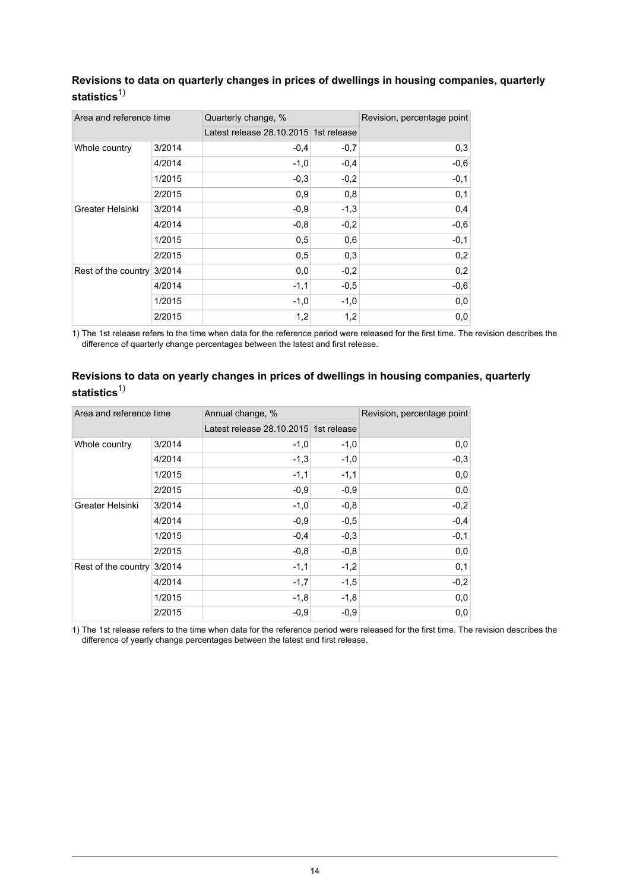### Revisions to data on quarterly changes in prices of dwellings in housing companies, quarterly statistics[1)]

| Area and reference time | | Quarterly change, % | | Revision, percentage point |
|---|---|---|---|---|
| | | Latest release 28.10.2015 | 1st release | |
| Whole country | 3/2014 | -0,4 | -0,7 | 0,3 |
| | 4/2014 | -1,0 | -0,4 | -0,6 |
| | 1/2015 | -0,3 | -0,2 | -0,1 |
| | 2/2015 | 0,9 | 0,8 | 0,1 |
| Greater Helsinki | 3/2014 | -0,9 | -1,3 | 0,4 |
| | 4/2014 | -0,8 | -0,2 | -0,6 |
| | 1/2015 | 0,5 | 0,6 | -0,1 |
| | 2/2015 | 0,5 | 0,3 | 0,2 |
| Rest of the country | 3/2014 | 0,0 | -0,2 | 0,2 |
| | 4/2014 | -1,1 | -0,5 | -0,6 |
| | 1/2015 | -1,0 | -1,0 | 0,0 |
| | 2/2015 | 1,2 | 1,2 | 0,0 |

1) The 1st release refers to the time when data for the reference period were released for the first time. The revision describes the difference of quarterly change percentages between the latest and first release.

### Revisions to data on yearly changes in prices of dwellings in housing companies, quarterly statistics[1)]

| Area and reference time | | Annual change, % | | Revision, percentage point |
|---|---|---|---|---|
| | | Latest release 28.10.2015 | 1st release | |
| Whole country | 3/2014 | -1,0 | -1,0 | 0,0 |
| | 4/2014 | -1,3 | -1,0 | -0,3 |
| | 1/2015 | -1,1 | -1,1 | 0,0 |
| | 2/2015 | -0,9 | -0,9 | 0,0 |
| Greater Helsinki | 3/2014 | -1,0 | -0,8 | -0,2 |
| | 4/2014 | -0,9 | -0,5 | -0,4 |
| | 1/2015 | -0,4 | -0,3 | -0,1 |
| | 2/2015 | -0,8 | -0,8 | 0,0 |
| Rest of the country | 3/2014 | -1,1 | -1,2 | 0,1 |
| | 4/2014 | -1,7 | -1,5 | -0,2 |
| | 1/2015 | -1,8 | -1,8 | 0,0 |
| | 2/2015 | -0,9 | -0,9 | 0,0 |

1) The 1st release refers to the time when data for the reference period were released for the first time. The revision describes the difference of yearly change percentages between the latest and first release.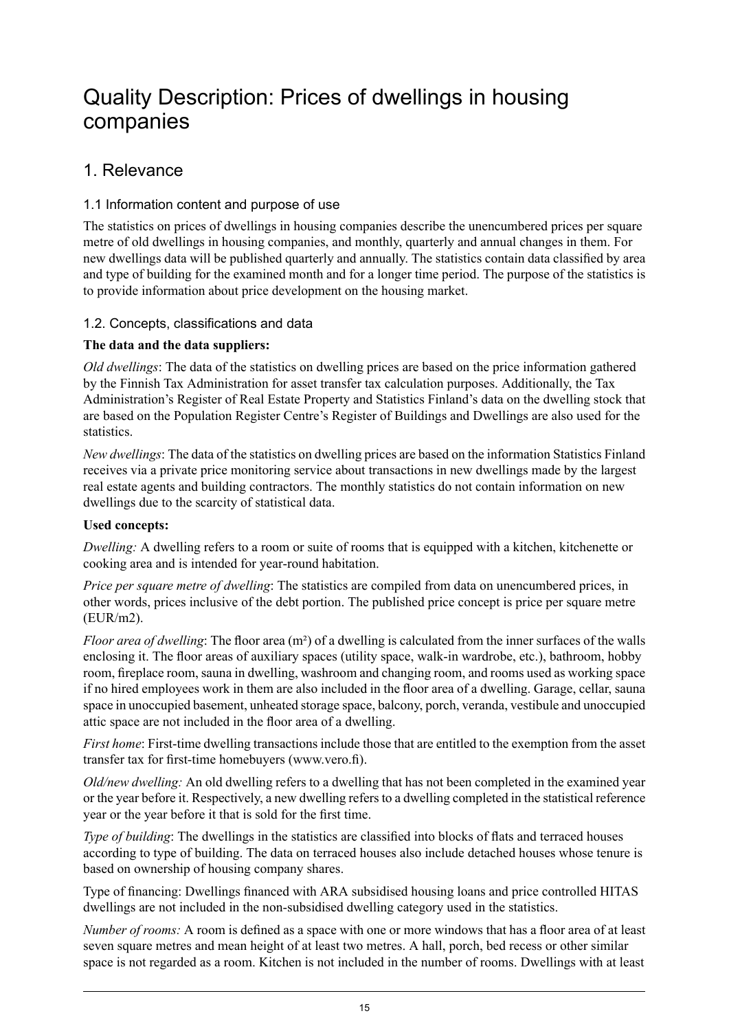# Quality Description: Prices of dwellings in housing companies

## 1. Relevance

### 1.1 Information content and purpose of use

The statistics on prices of dwellings in housing companies describe the unencumbered prices per square metre of old dwellings in housing companies, and monthly, quarterly and annual changes in them. For new dwellings data will be published quarterly and annually. The statistics contain data classified by area and type of building for the examined month and for a longer time period. The purpose of the statistics is to provide information about price development on the housing market.

### 1.2. Concepts, classifications and data

**The data and the data suppliers:**

*Old dwellings*: The data of the statistics on dwelling prices are based on the price information gathered by the Finnish Tax Administration for asset transfer tax calculation purposes. Additionally, the Tax Administration's Register of Real Estate Property and Statistics Finland's data on the dwelling stock that are based on the Population Register Centre's Register of Buildings and Dwellings are also used for the statistics.

*New dwellings*: The data of the statistics on dwelling prices are based on the information Statistics Finland receives via a private price monitoring service about transactions in new dwellings made by the largest real estate agents and building contractors. The monthly statistics do not contain information on new dwellings due to the scarcity of statistical data.

**Used concepts:**

*Dwelling:* A dwelling refers to a room or suite of rooms that is equipped with a kitchen, kitchenette or cooking area and is intended for year-round habitation.

*Price per square metre of dwelling*: The statistics are compiled from data on unencumbered prices, in other words, prices inclusive of the debt portion. The published price concept is price per square metre (EUR/m2).

*Floor area of dwelling*: The floor area ($m^2$) of a dwelling is calculated from the inner surfaces of the walls enclosing it. The floor areas of auxiliary spaces (utility space, walk-in wardrobe, etc.), bathroom, hobby room, fireplace room, sauna in dwelling, washroom and changing room, and rooms used as working space if no hired employees work in them are also included in the floor area of a dwelling. Garage, cellar, sauna space in unoccupied basement, unheated storage space, balcony, porch, veranda, vestibule and unoccupied attic space are not included in the floor area of a dwelling.

*First home*: First-time dwelling transactions include those that are entitled to the exemption from the asset transfer tax for first-time homebuyers (www.vero.fi).

*Old/new dwelling:* An old dwelling refers to a dwelling that has not been completed in the examined year or the year before it. Respectively, a new dwelling refers to a dwelling completed in the statistical reference year or the year before it that is sold for the first time.

*Type of building*: The dwellings in the statistics are classified into blocks of flats and terraced houses according to type of building. The data on terraced houses also include detached houses whose tenure is based on ownership of housing company shares.

Type of financing: Dwellings financed with ARA subsidised housing loans and price controlled HITAS dwellings are not included in the non-subsidised dwelling category used in the statistics.

*Number of rooms:* A room is defined as a space with one or more windows that has a floor area of at least seven square metres and mean height of at least two metres. A hall, porch, bed recess or other similar space is not regarded as a room. Kitchen is not included in the number of rooms. Dwellings with at least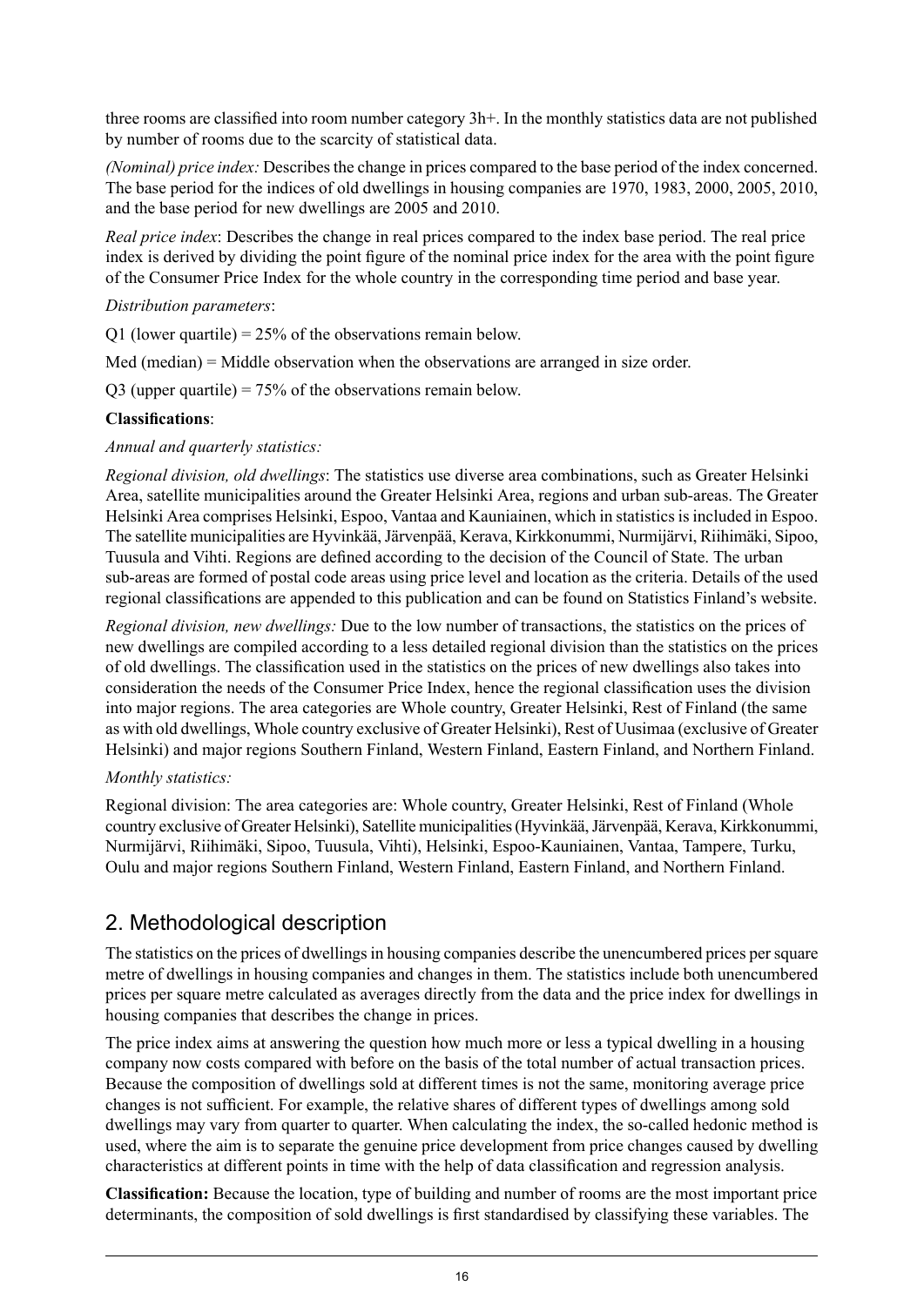three rooms are classified into room number category 3h+. In the monthly statistics data are not published by number of rooms due to the scarcity of statistical data.

*(Nominal) price index:* Describes the change in prices compared to the base period of the index concerned. The base period for the indices of old dwellings in housing companies are 1970, 1983, 2000, 2005, 2010, and the base period for new dwellings are 2005 and 2010.

*Real price index*: Describes the change in real prices compared to the index base period. The real price index is derived by dividing the point figure of the nominal price index for the area with the point figure of the Consumer Price Index for the whole country in the corresponding time period and base year.

*Distribution parameters*:

Q1 (lower quartile) = 25% of the observations remain below.

Med (median) = Middle observation when the observations are arranged in size order.

Q3 (upper quartile) = 75% of the observations remain below.

**Classifications**:

*Annual and quarterly statistics:*

*Regional division, old dwellings*: The statistics use diverse area combinations, such as Greater Helsinki Area, satellite municipalities around the Greater Helsinki Area, regions and urban sub-areas. The Greater Helsinki Area comprises Helsinki, Espoo, Vantaa and Kauniainen, which in statistics is included in Espoo. The satellite municipalities are Hyvinkää, Järvenpää, Kerava, Kirkkonummi, Nurmijärvi, Riihimäki, Sipoo, Tuusula and Vihti. Regions are defined according to the decision of the Council of State. The urban sub-areas are formed of postal code areas using price level and location as the criteria. Details of the used regional classifications are appended to this publication and can be found on Statistics Finland's website.

*Regional division, new dwellings:* Due to the low number of transactions, the statistics on the prices of new dwellings are compiled according to a less detailed regional division than the statistics on the prices of old dwellings. The classification used in the statistics on the prices of new dwellings also takes into consideration the needs of the Consumer Price Index, hence the regional classification uses the division into major regions. The area categories are Whole country, Greater Helsinki, Rest of Finland (the same as with old dwellings, Whole country exclusive of Greater Helsinki), Rest of Uusimaa (exclusive of Greater Helsinki) and major regions Southern Finland, Western Finland, Eastern Finland, and Northern Finland.

*Monthly statistics:*

Regional division: The area categories are: Whole country, Greater Helsinki, Rest of Finland (Whole country exclusive of Greater Helsinki), Satellite municipalities (Hyvinkää, Järvenpää, Kerava, Kirkkonummi, Nurmijärvi, Riihimäki, Sipoo, Tuusula, Vihti), Helsinki, Espoo-Kauniainen, Vantaa, Tampere, Turku, Oulu and major regions Southern Finland, Western Finland, Eastern Finland, and Northern Finland.

## 2. Methodological description

The statistics on the prices of dwellings in housing companies describe the unencumbered prices per square metre of dwellings in housing companies and changes in them. The statistics include both unencumbered prices per square metre calculated as averages directly from the data and the price index for dwellings in housing companies that describes the change in prices.

The price index aims at answering the question how much more or less a typical dwelling in a housing company now costs compared with before on the basis of the total number of actual transaction prices. Because the composition of dwellings sold at different times is not the same, monitoring average price changes is not sufficient. For example, the relative shares of different types of dwellings among sold dwellings may vary from quarter to quarter. When calculating the index, the so-called hedonic method is used, where the aim is to separate the genuine price development from price changes caused by dwelling characteristics at different points in time with the help of data classification and regression analysis.

**Classification:** Because the location, type of building and number of rooms are the most important price determinants, the composition of sold dwellings is first standardised by classifying these variables. The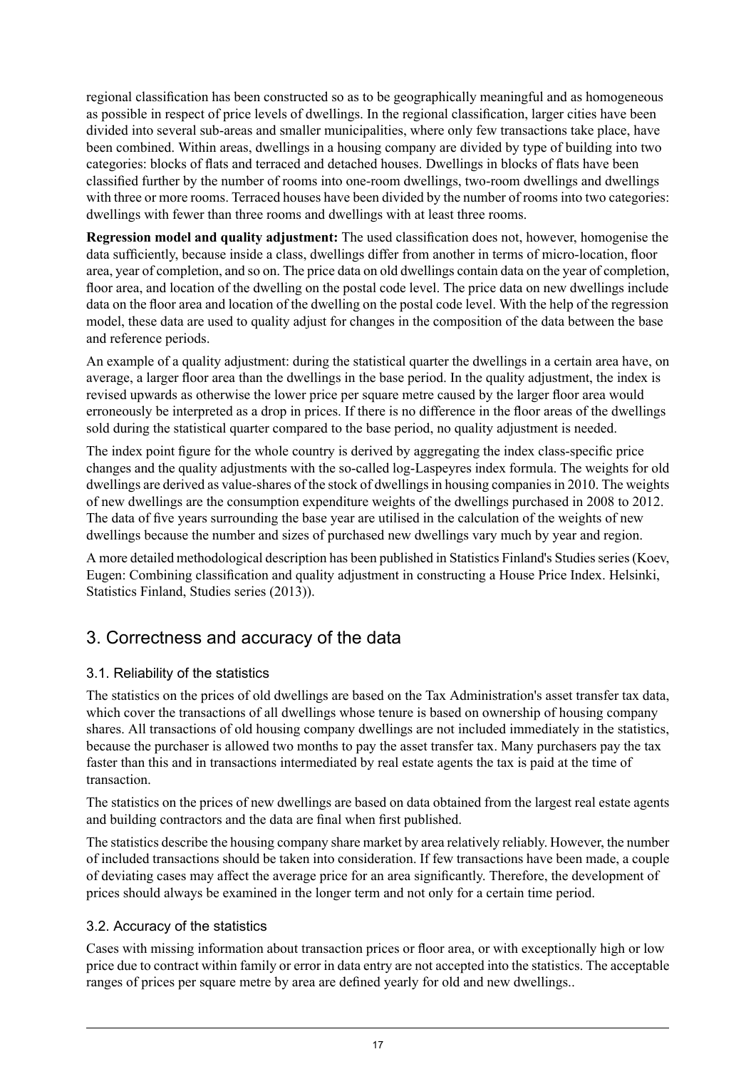regional classification has been constructed so as to be geographically meaningful and as homogeneous as possible in respect of price levels of dwellings. In the regional classification, larger cities have been divided into several sub-areas and smaller municipalities, where only few transactions take place, have been combined. Within areas, dwellings in a housing company are divided by type of building into two categories: blocks of flats and terraced and detached houses. Dwellings in blocks of flats have been classified further by the number of rooms into one-room dwellings, two-room dwellings and dwellings with three or more rooms. Terraced houses have been divided by the number of rooms into two categories: dwellings with fewer than three rooms and dwellings with at least three rooms.

**Regression model and quality adjustment:** The used classification does not, however, homogenise the data sufficiently, because inside a class, dwellings differ from another in terms of micro-location, floor area, year of completion, and so on. The price data on old dwellings contain data on the year of completion, floor area, and location of the dwelling on the postal code level. The price data on new dwellings include data on the floor area and location of the dwelling on the postal code level. With the help of the regression model, these data are used to quality adjust for changes in the composition of the data between the base and reference periods.

An example of a quality adjustment: during the statistical quarter the dwellings in a certain area have, on average, a larger floor area than the dwellings in the base period. In the quality adjustment, the index is revised upwards as otherwise the lower price per square metre caused by the larger floor area would erroneously be interpreted as a drop in prices. If there is no difference in the floor areas of the dwellings sold during the statistical quarter compared to the base period, no quality adjustment is needed.

The index point figure for the whole country is derived by aggregating the index class-specific price changes and the quality adjustments with the so-called log-Laspeyres index formula. The weights for old dwellings are derived as value-shares of the stock of dwellings in housing companies in 2010. The weights of new dwellings are the consumption expenditure weights of the dwellings purchased in 2008 to 2012. The data of five years surrounding the base year are utilised in the calculation of the weights of new dwellings because the number and sizes of purchased new dwellings vary much by year and region.

A more detailed methodological description has been published in Statistics Finland's Studies series (Koev, Eugen: Combining classification and quality adjustment in constructing a House Price Index. Helsinki, Statistics Finland, Studies series (2013)).

## 3. Correctness and accuracy of the data

### 3.1. Reliability of the statistics

The statistics on the prices of old dwellings are based on the Tax Administration's asset transfer tax data, which cover the transactions of all dwellings whose tenure is based on ownership of housing company shares. All transactions of old housing company dwellings are not included immediately in the statistics, because the purchaser is allowed two months to pay the asset transfer tax. Many purchasers pay the tax faster than this and in transactions intermediated by real estate agents the tax is paid at the time of transaction.

The statistics on the prices of new dwellings are based on data obtained from the largest real estate agents and building contractors and the data are final when first published.

The statistics describe the housing company share market by area relatively reliably. However, the number of included transactions should be taken into consideration. If few transactions have been made, a couple of deviating cases may affect the average price for an area significantly. Therefore, the development of prices should always be examined in the longer term and not only for a certain time period.

### 3.2. Accuracy of the statistics

Cases with missing information about transaction prices or floor area, or with exceptionally high or low price due to contract within family or error in data entry are not accepted into the statistics. The acceptable ranges of prices per square metre by area are defined yearly for old and new dwellings..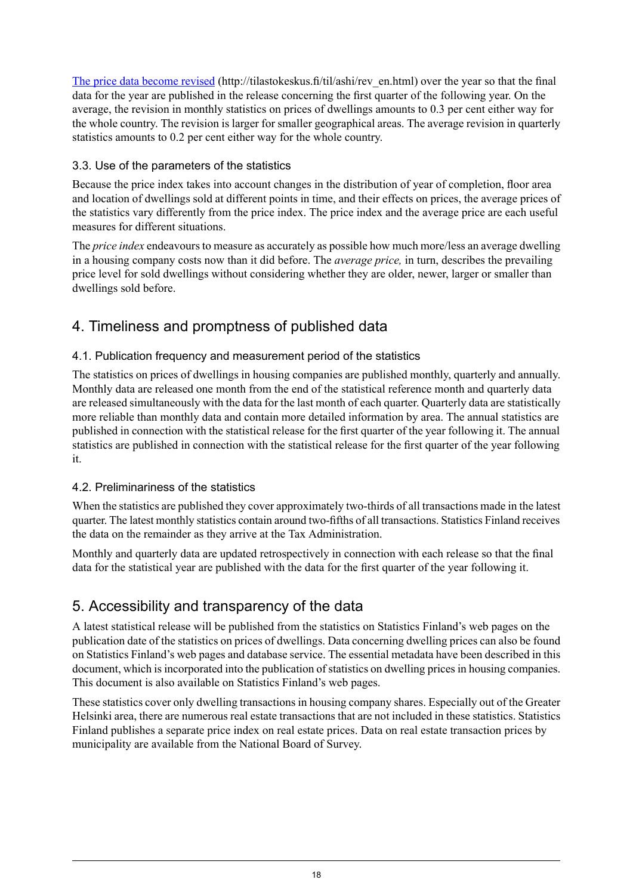[The price data become revised](http://tilastokeskus.fi/til/ashi/rev_en.html) (http://tilastokeskus.fi/til/ashi/rev_en.html) over the year so that the final data for the year are published in the release concerning the first quarter of the following year. On the average, the revision in monthly statistics on prices of dwellings amounts to 0.3 per cent either way for the whole country. The revision is larger for smaller geographical areas. The average revision in quarterly statistics amounts to 0.2 per cent either way for the whole country.

### 3.3. Use of the parameters of the statistics

Because the price index takes into account changes in the distribution of year of completion, floor area and location of dwellings sold at different points in time, and their effects on prices, the average prices of the statistics vary differently from the price index. The price index and the average price are each useful measures for different situations.

The *price index* endeavours to measure as accurately as possible how much more/less an average dwelling in a housing company costs now than it did before. The *average price,* in turn, describes the prevailing price level for sold dwellings without considering whether they are older, newer, larger or smaller than dwellings sold before.

## 4. Timeliness and promptness of published data

### 4.1. Publication frequency and measurement period of the statistics

The statistics on prices of dwellings in housing companies are published monthly, quarterly and annually. Monthly data are released one month from the end of the statistical reference month and quarterly data are released simultaneously with the data for the last month of each quarter. Quarterly data are statistically more reliable than monthly data and contain more detailed information by area. The annual statistics are published in connection with the statistical release for the first quarter of the year following it. The annual statistics are published in connection with the statistical release for the first quarter of the year following it.

### 4.2. Preliminariness of the statistics

When the statistics are published they cover approximately two-thirds of all transactions made in the latest quarter. The latest monthly statistics contain around two-fifths of all transactions. Statistics Finland receives the data on the remainder as they arrive at the Tax Administration.

Monthly and quarterly data are updated retrospectively in connection with each release so that the final data for the statistical year are published with the data for the first quarter of the year following it.

## 5. Accessibility and transparency of the data

A latest statistical release will be published from the statistics on Statistics Finland's web pages on the publication date of the statistics on prices of dwellings. Data concerning dwelling prices can also be found on Statistics Finland's web pages and database service. The essential metadata have been described in this document, which is incorporated into the publication of statistics on dwelling prices in housing companies. This document is also available on Statistics Finland's web pages.

These statistics cover only dwelling transactions in housing company shares. Especially out of the Greater Helsinki area, there are numerous real estate transactions that are not included in these statistics. Statistics Finland publishes a separate price index on real estate prices. Data on real estate transaction prices by municipality are available from the National Board of Survey.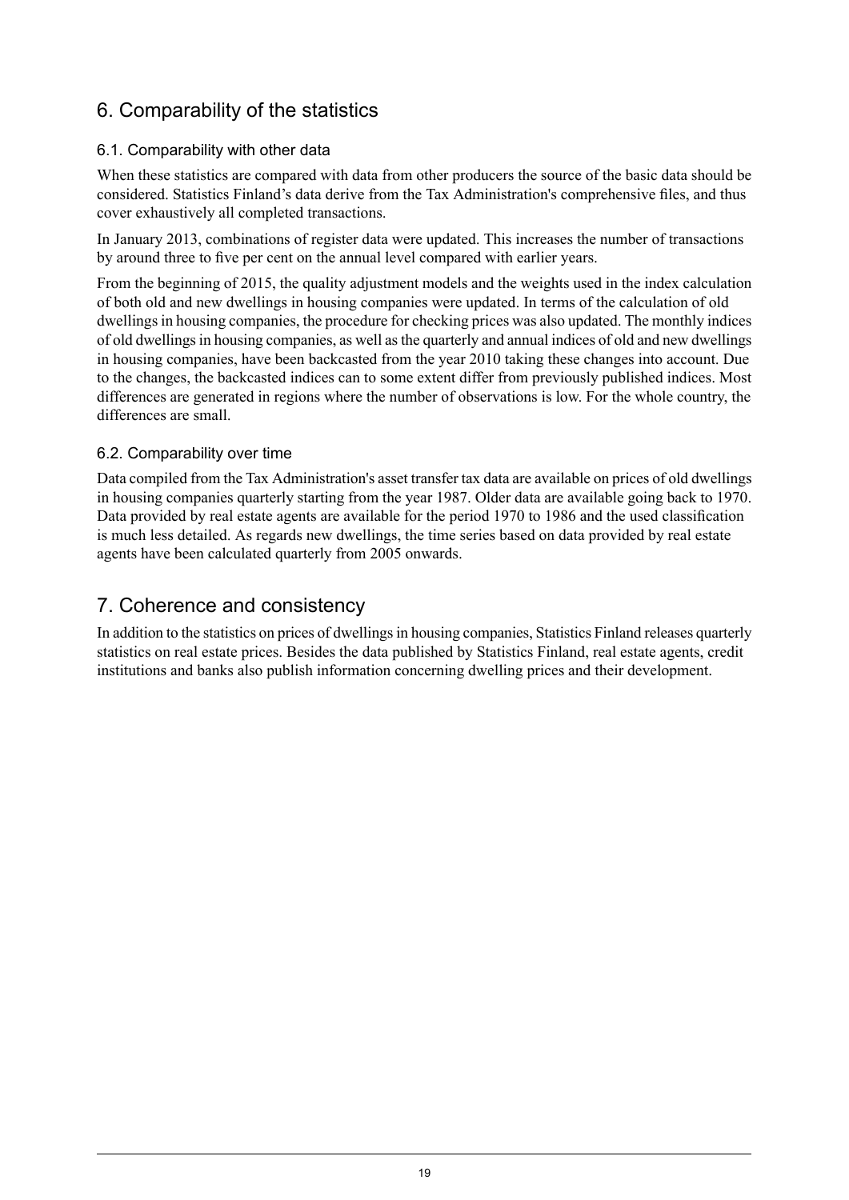## 6. Comparability of the statistics

### 6.1. Comparability with other data

When these statistics are compared with data from other producers the source of the basic data should be considered. Statistics Finland's data derive from the Tax Administration's comprehensive files, and thus cover exhaustively all completed transactions.

In January 2013, combinations of register data were updated. This increases the number of transactions by around three to five per cent on the annual level compared with earlier years.

From the beginning of 2015, the quality adjustment models and the weights used in the index calculation of both old and new dwellings in housing companies were updated. In terms of the calculation of old dwellings in housing companies, the procedure for checking prices was also updated. The monthly indices of old dwellings in housing companies, as well as the quarterly and annual indices of old and new dwellings in housing companies, have been backcasted from the year 2010 taking these changes into account. Due to the changes, the backcasted indices can to some extent differ from previously published indices. Most differences are generated in regions where the number of observations is low. For the whole country, the differences are small.

### 6.2. Comparability over time

Data compiled from the Tax Administration's asset transfer tax data are available on prices of old dwellings in housing companies quarterly starting from the year 1987. Older data are available going back to 1970. Data provided by real estate agents are available for the period 1970 to 1986 and the used classification is much less detailed. As regards new dwellings, the time series based on data provided by real estate agents have been calculated quarterly from 2005 onwards.

## 7. Coherence and consistency

In addition to the statistics on prices of dwellings in housing companies, Statistics Finland releases quarterly statistics on real estate prices. Besides the data published by Statistics Finland, real estate agents, credit institutions and banks also publish information concerning dwelling prices and their development.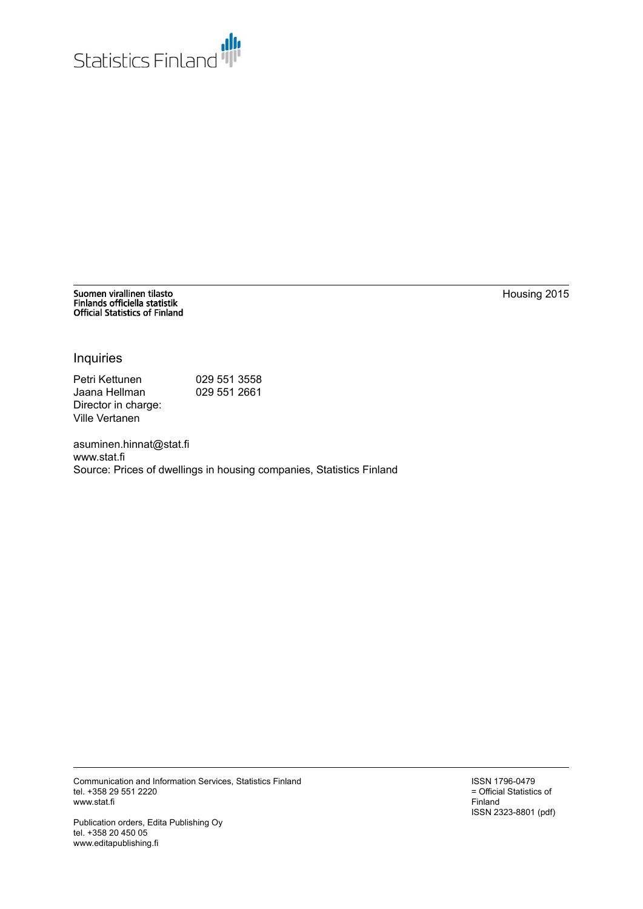Statistics Finland

Suomen virallinen tilasto
Finlands officiella statistik
Official Statistics of Finland

Housing 2015

## Inquiries

| | |
|---|---|
| Petri Kettunen | 029 551 3558 |
| Jaana Hellman | 029 551 2661 |
| Director in charge: | |
| Ville Vertanen | |

asuminen.hinnat@stat.fi
www.stat.fi
Source: Prices of dwellings in housing companies, Statistics Finland

Communication and Information Services, Statistics Finland
tel. +358 29 551 2220
www.stat.fi

Publication orders, Edita Publishing Oy
tel. +358 20 450 05
www.editapublishing.fi

ISSN 1796-0479
= Official Statistics of Finland
ISSN 2323-8801 (pdf)